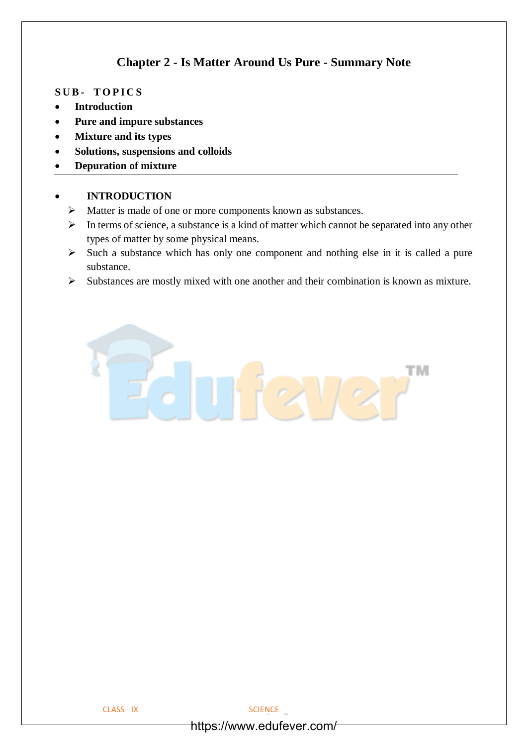# Chapter 2 - Is Matter Around Us Pure - Summary Note

**SUB- TOPICS**

- **Introduction**
- **Pure and impure substances**
- **Mixture and its types**
- **Solutions, suspensions and colloids**
- **Depuration of mixture**

---

- **INTRODUCTION**
  - Matter is made of one or more components known as substances.
  - In terms of science, a substance is a kind of matter which cannot be separated into any other types of matter by some physical means.
  - Such a substance which has only one component and nothing else in it is called a pure substance.
  - Substances are mostly mixed with one another and their combination is known as mixture.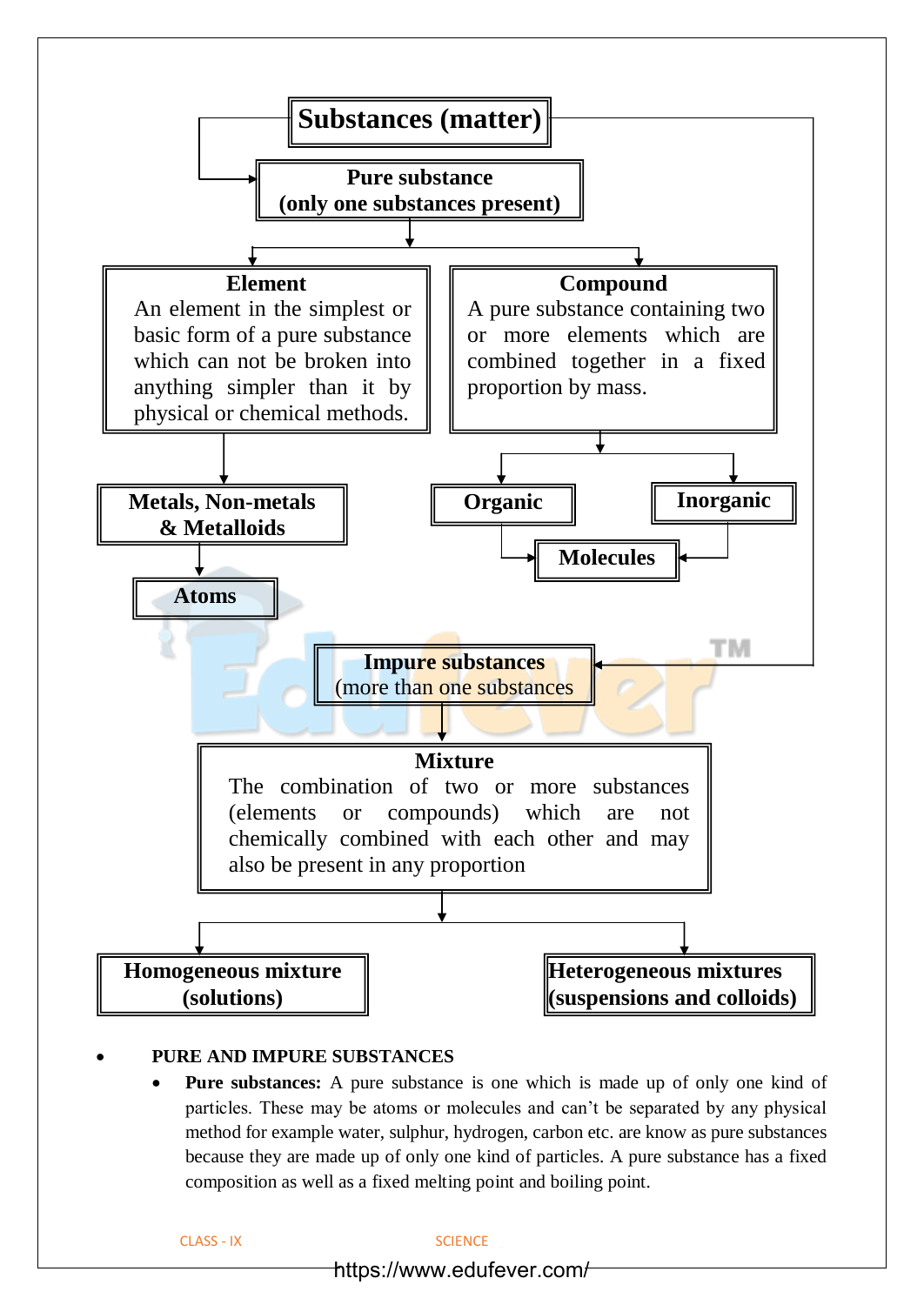**Substances (matter)**

**Pure substance (only one substances present)**

**Element**
An element in the simplest or basic form of a pure substance which can not be broken into anything simpler than it by physical or chemical methods.

**Compound**
A pure substance containing two or more elements which are combined together in a fixed proportion by mass.

**Metals, Non-metals & Metalloids**

**Atoms**

**Organic**

**Inorganic**

**Molecules**

**Impure substances**
(more than one substances

**Mixture**
The combination of two or more substances (elements or compounds) which are not chemically combined with each other and may also be present in any proportion

**Homogeneous mixture (solutions)**

**Heterogeneous mixtures (suspensions and colloids)**

- **PURE AND IMPURE SUBSTANCES**
  - **Pure substances:** A pure substance is one which is made up of only one kind of particles. These may be atoms or molecules and can't be separated by any physical method for example water, sulphur, hydrogen, carbon etc. are know as pure substances because they are made up of only one kind of particles. A pure substance has a fixed composition as well as a fixed melting point and boiling point.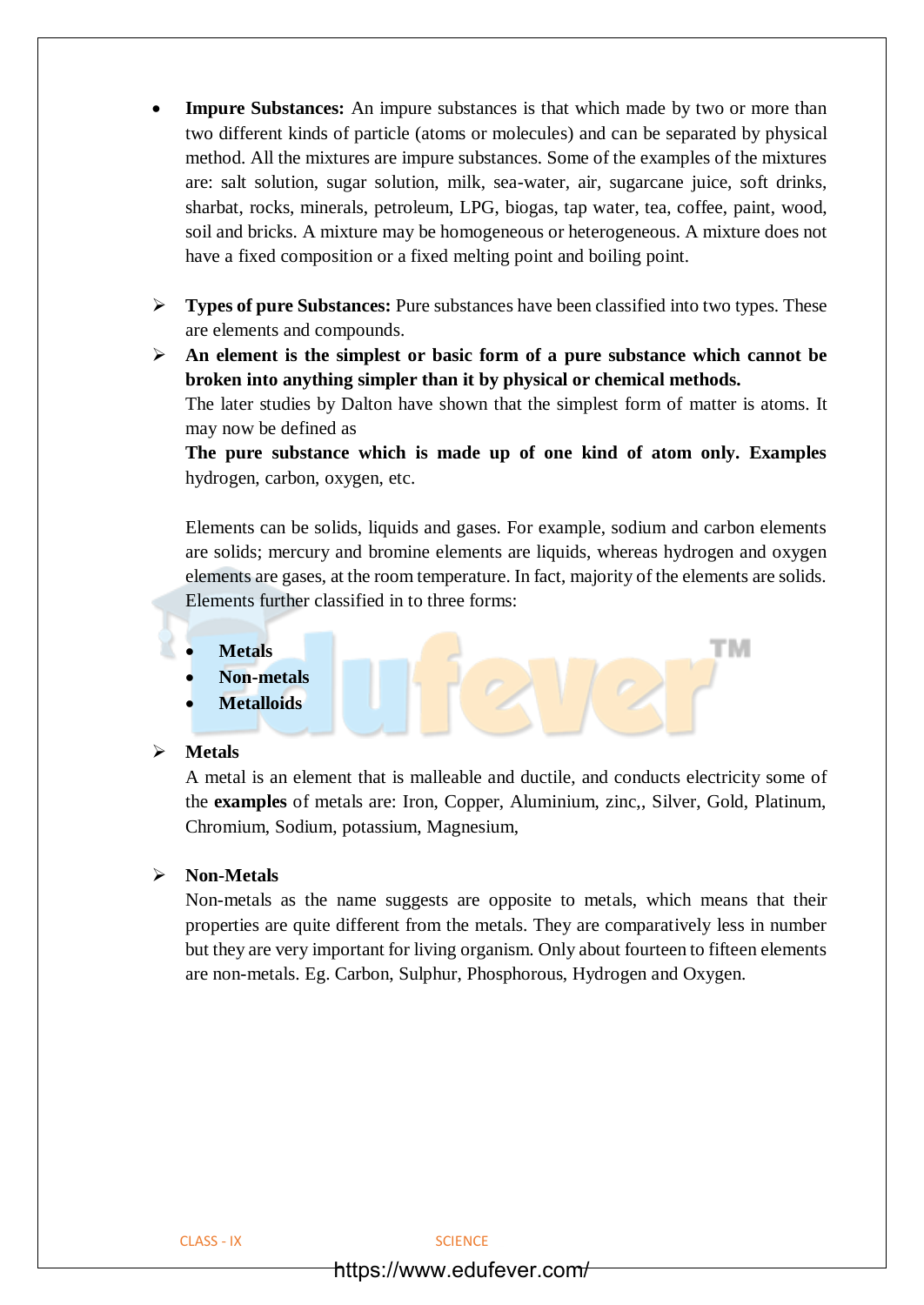- **Impure Substances:** An impure substances is that which made by two or more than two different kinds of particle (atoms or molecules) and can be separated by physical method. All the mixtures are impure substances. Some of the examples of the mixtures are: salt solution, sugar solution, milk, sea-water, air, sugarcane juice, soft drinks, sharbat, rocks, minerals, petroleum, LPG, biogas, tap water, tea, coffee, paint, wood, soil and bricks. A mixture may be homogeneous or heterogeneous. A mixture does not have a fixed composition or a fixed melting point and boiling point.

- **Types of pure Substances:** Pure substances have been classified into two types. These are elements and compounds.
- **An element is the simplest or basic form of a pure substance which cannot be broken into anything simpler than it by physical or chemical methods.**

  The later studies by Dalton have shown that the simplest form of matter is atoms. It may now be defined as

  **The pure substance which is made up of one kind of atom only. Examples** hydrogen, carbon, oxygen, etc.

  Elements can be solids, liquids and gases. For example, sodium and carbon elements are solids; mercury and bromine elements are liquids, whereas hydrogen and oxygen elements are gases, at the room temperature. In fact, majority of the elements are solids. Elements further classified in to three forms:

  - **Metals**
  - **Non-metals**
  - **Metalloids**

- **Metals**

  A metal is an element that is malleable and ductile, and conducts electricity some of the **examples** of metals are: Iron, Copper, Aluminium, zinc,, Silver, Gold, Platinum, Chromium, Sodium, potassium, Magnesium,

- **Non-Metals**

  Non-metals as the name suggests are opposite to metals, which means that their properties are quite different from the metals. They are comparatively less in number but they are very important for living organism. Only about fourteen to fifteen elements are non-metals. Eg. Carbon, Sulphur, Phosphorous, Hydrogen and Oxygen.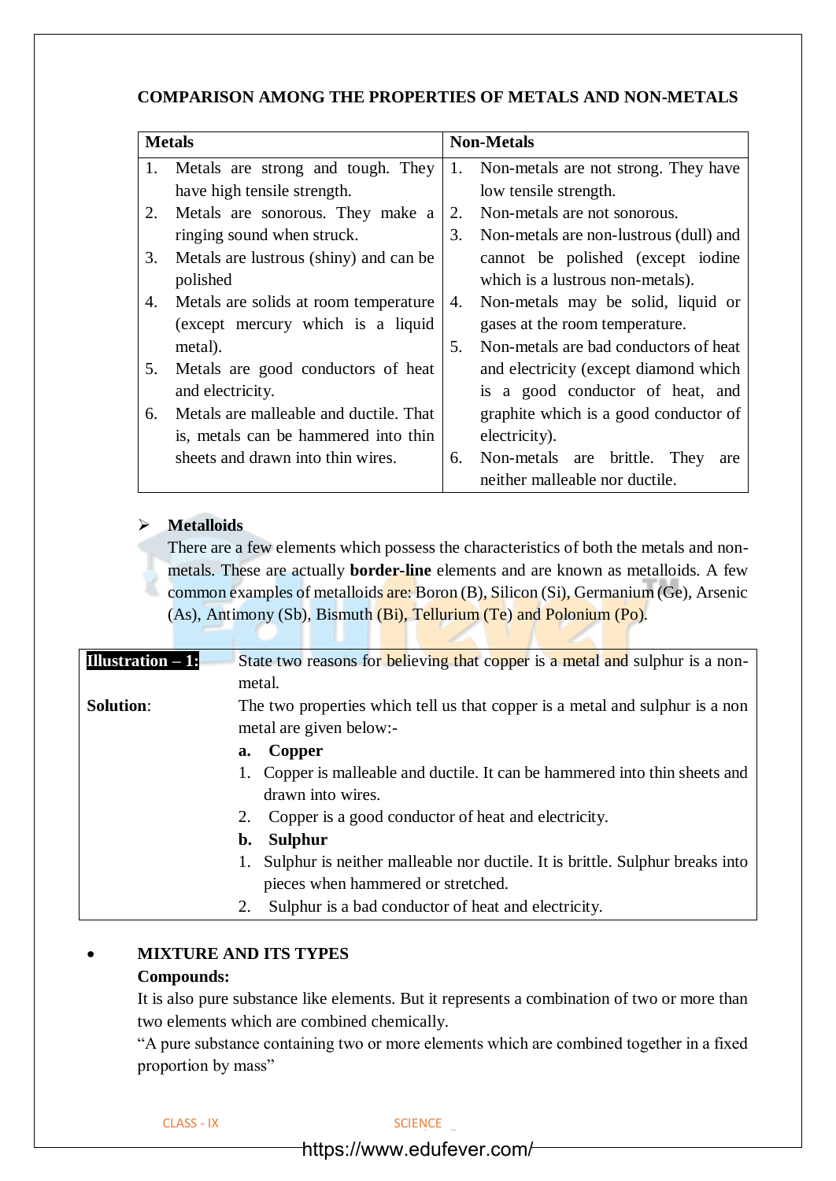## COMPARISON AMONG THE PROPERTIES OF METALS AND NON-METALS

| Metals | Non-Metals |
|---|---|
| 1. Metals are strong and tough. They have high tensile strength.<br>2. Metals are sonorous. They make a ringing sound when struck.<br>3. Metals are lustrous (shiny) and can be polished<br>4. Metals are solids at room temperature (except mercury which is a liquid metal).<br>5. Metals are good conductors of heat and electricity.<br>6. Metals are malleable and ductile. That is, metals can be hammered into thin sheets and drawn into thin wires. | 1. Non-metals are not strong. They have low tensile strength.<br>2. Non-metals are not sonorous.<br>3. Non-metals are non-lustrous (dull) and cannot be polished (except iodine which is a lustrous non-metals).<br>4. Non-metals may be solid, liquid or gases at the room temperature.<br>5. Non-metals are bad conductors of heat and electricity (except diamond which is a good conductor of heat, and graphite which is a good conductor of electricity).<br>6. Non-metals are brittle. They are neither malleable nor ductile. |

- **Metalloids**

  There are a few elements which possess the characteristics of both the metals and non-metals. These are actually **border-line** elements and are known as metalloids. A few common examples of metalloids are: Boron (B), Silicon (Si), Germanium (Ge), Arsenic (As), Antimony (Sb), Bismuth (Bi), Tellurium (Te) and Polonium (Po).

**Illustration – 1:** State two reasons for believing that copper is a metal and sulphur is a non-metal.

**Solution**: The two properties which tell us that copper is a metal and sulphur is a non metal are given below:-

**a. Copper**

1. Copper is malleable and ductile. It can be hammered into thin sheets and drawn into wires.
2. Copper is a good conductor of heat and electricity.

**b. Sulphur**

1. Sulphur is neither malleable nor ductile. It is brittle. Sulphur breaks into pieces when hammered or stretched.
2. Sulphur is a bad conductor of heat and electricity.

- **MIXTURE AND ITS TYPES**

**Compounds:**

It is also pure substance like elements. But it represents a combination of two or more than two elements which are combined chemically.

"A pure substance containing two or more elements which are combined together in a fixed proportion by mass"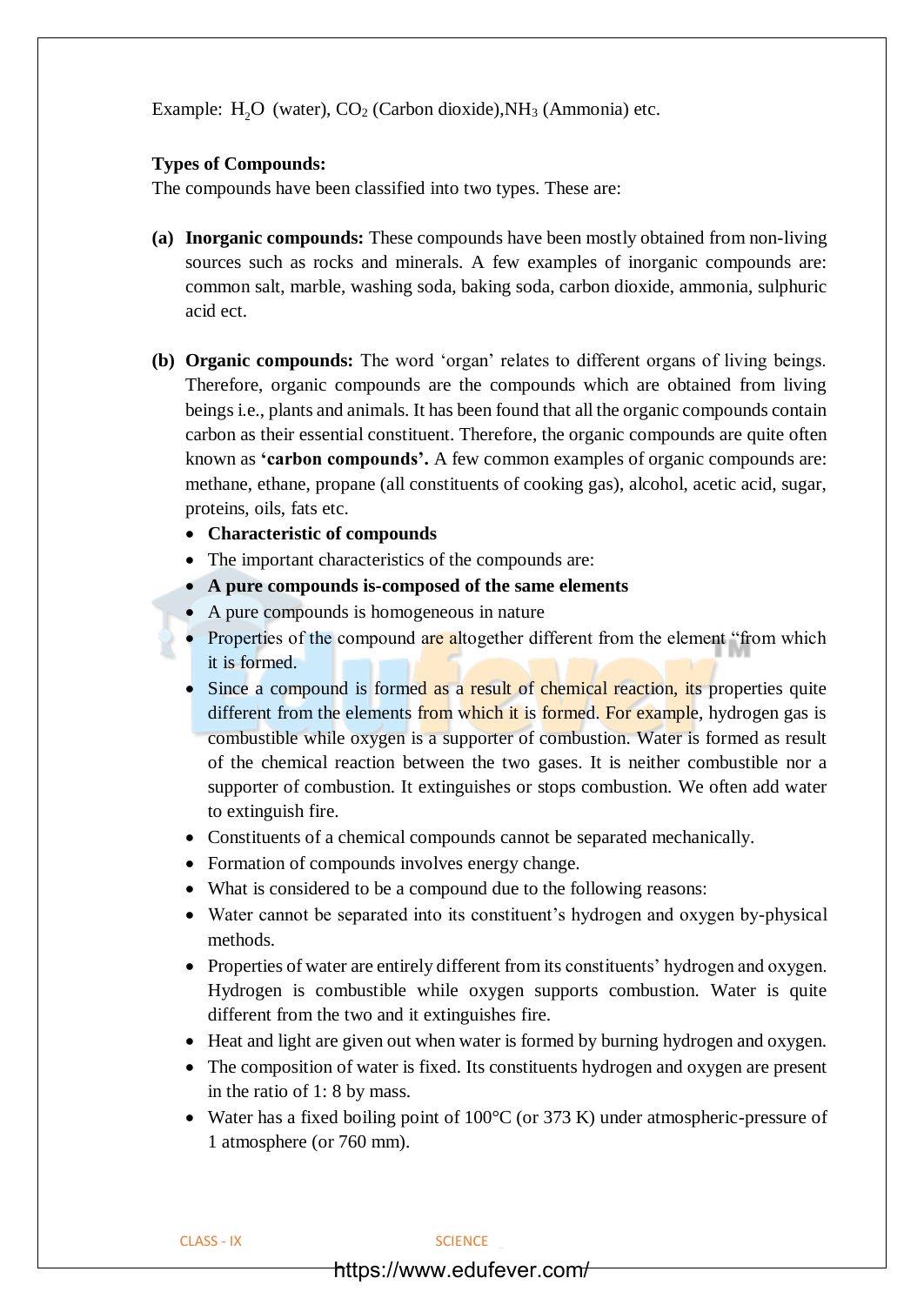Example: $H_2O$ (water), $CO_2$ (Carbon dioxide),$NH_3$ (Ammonia) etc.

**Types of Compounds:**

The compounds have been classified into two types. These are:

**(a) Inorganic compounds:** These compounds have been mostly obtained from non-living sources such as rocks and minerals. A few examples of inorganic compounds are: common salt, marble, washing soda, baking soda, carbon dioxide, ammonia, sulphuric acid ect.

**(b) Organic compounds:** The word 'organ' relates to different organs of living beings. Therefore, organic compounds are the compounds which are obtained from living beings i.e., plants and animals. It has been found that all the organic compounds contain carbon as their essential constituent. Therefore, the organic compounds are quite often known as **'carbon compounds'.** A few common examples of organic compounds are: methane, ethane, propane (all constituents of cooking gas), alcohol, acetic acid, sugar, proteins, oils, fats etc.

- **Characteristic of compounds**
- The important characteristics of the compounds are:
- **A pure compounds is-composed of the same elements**
- A pure compounds is homogeneous in nature
- Properties of the compound are altogether different from the element "from which it is formed.
- Since a compound is formed as a result of chemical reaction, its properties quite different from the elements from which it is formed. For example, hydrogen gas is combustible while oxygen is a supporter of combustion. Water is formed as result of the chemical reaction between the two gases. It is neither combustible nor a supporter of combustion. It extinguishes or stops combustion. We often add water to extinguish fire.
- Constituents of a chemical compounds cannot be separated mechanically.
- Formation of compounds involves energy change.
- What is considered to be a compound due to the following reasons:
- Water cannot be separated into its constituent's hydrogen and oxygen by-physical methods.
- Properties of water are entirely different from its constituents' hydrogen and oxygen. Hydrogen is combustible while oxygen supports combustion. Water is quite different from the two and it extinguishes fire.
- Heat and light are given out when water is formed by burning hydrogen and oxygen.
- The composition of water is fixed. Its constituents hydrogen and oxygen are present in the ratio of 1: 8 by mass.
- Water has a fixed boiling point of 100°C (or 373 K) under atmospheric-pressure of 1 atmosphere (or 760 mm).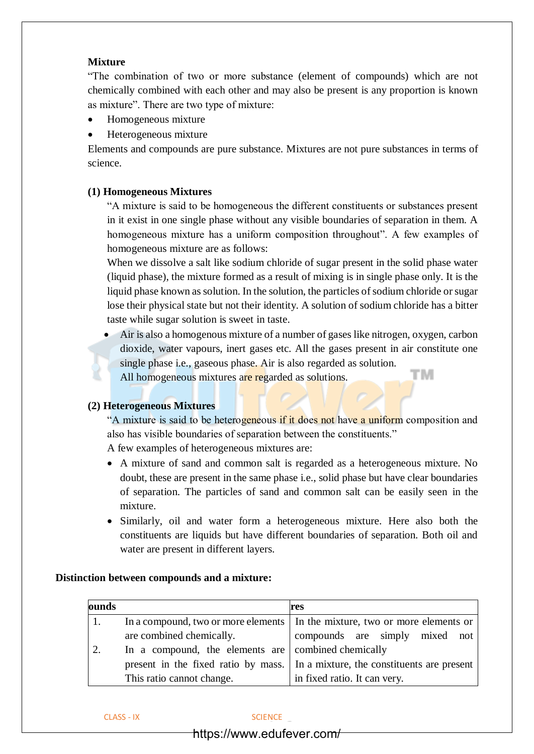**Mixture**

"The combination of two or more substance (element of compounds) which are not chemically combined with each other and may also be present is any proportion is known as mixture". There are two type of mixture:

- Homogeneous mixture
- Heterogeneous mixture

Elements and compounds are pure substance. Mixtures are not pure substances in terms of science.

**(1) Homogeneous Mixtures**

"A mixture is said to be homogeneous the different constituents or substances present in it exist in one single phase without any visible boundaries of separation in them. A homogeneous mixture has a uniform composition throughout". A few examples of homogeneous mixture are as follows:

When we dissolve a salt like sodium chloride of sugar present in the solid phase water (liquid phase), the mixture formed as a result of mixing is in single phase only. It is the liquid phase known as solution. In the solution, the particles of sodium chloride or sugar lose their physical state but not their identity. A solution of sodium chloride has a bitter taste while sugar solution is sweet in taste.

- Air is also a homogenous mixture of a number of gases like nitrogen, oxygen, carbon dioxide, water vapours, inert gases etc. All the gases present in air constitute one single phase i.e., gaseous phase. Air is also regarded as solution.
  All homogeneous mixtures are regarded as solutions.

**(2) Heterogeneous Mixtures**

"A mixture is said to be heterogeneous if it does not have a uniform composition and also has visible boundaries of separation between the constituents."

A few examples of heterogeneous mixtures are:

- A mixture of sand and common salt is regarded as a heterogeneous mixture. No doubt, these are present in the same phase i.e., solid phase but have clear boundaries of separation. The particles of sand and common salt can be easily seen in the mixture.
- Similarly, oil and water form a heterogeneous mixture. Here also both the constituents are liquids but have different boundaries of separation. Both oil and water are present in different layers.

**Distinction between compounds and a mixture:**

| ounds | | res |
|---|---|---|
| 1. | In a compound, two or more elements are combined chemically. | In the mixture, two or more elements or compounds are simply mixed not combined chemically |
| 2. | In a compound, the elements are present in the fixed ratio by mass. This ratio cannot change. | In a mixture, the constituents are present in fixed ratio. It can very. |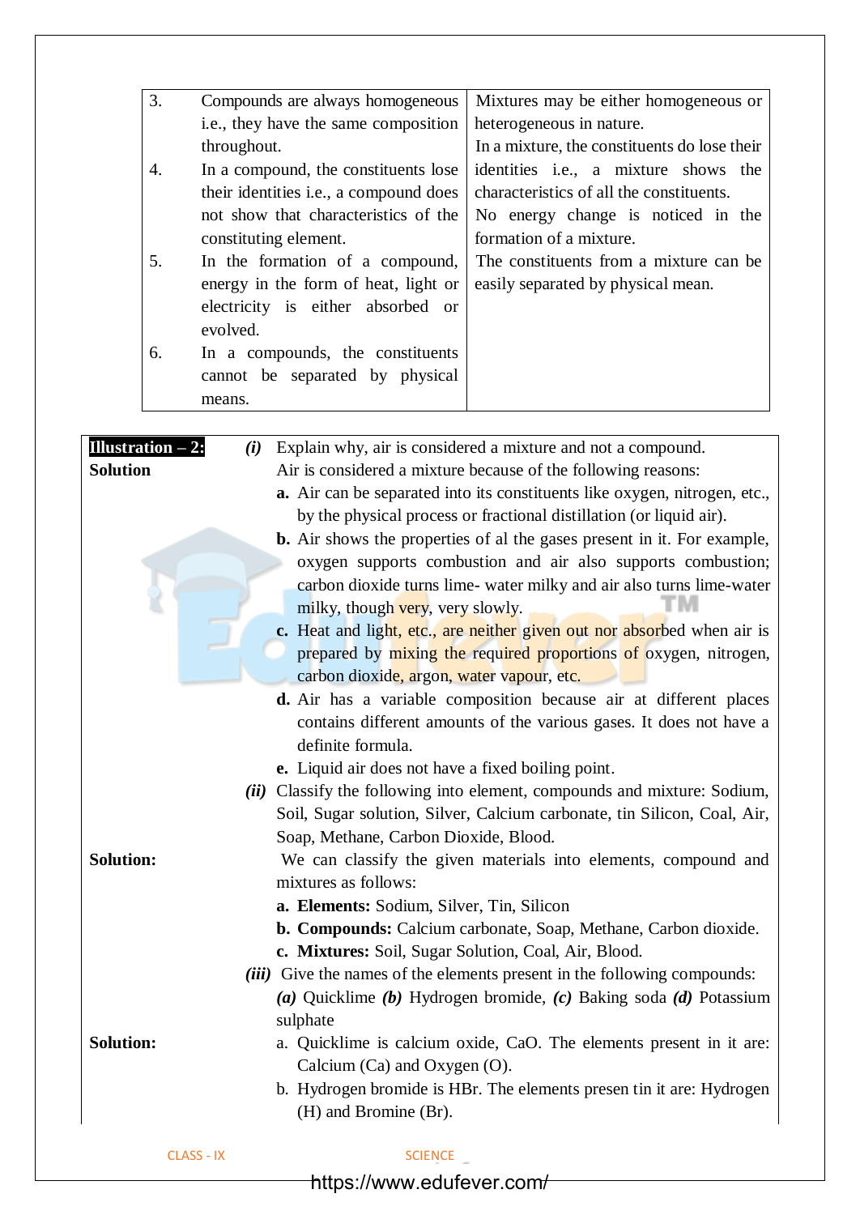| | Compounds | Mixtures |
|---|---|---|
| 3. | Compounds are always homogeneous i.e., they have the same composition throughout. | Mixtures may be either homogeneous or heterogeneous in nature. |
| 4. | In a compound, the constituents lose their identities i.e., a compound does not show that characteristics of the constituting element. | In a mixture, the constituents do lose their identities i.e., a mixture shows the characteristics of all the constituents. |
| 5. | In the formation of a compound, energy in the form of heat, light or electricity is either absorbed or evolved. | No energy change is noticed in the formation of a mixture. |
| 6. | In a compounds, the constituents cannot be separated by physical means. | The constituents from a mixture can be easily separated by physical mean. |

**Illustration – 2:** ***(i)*** Explain why, air is considered a mixture and not a compound.

**Solution**

Air is considered a mixture because of the following reasons:

**a.** Air can be separated into its constituents like oxygen, nitrogen, etc., by the physical process or fractional distillation (or liquid air).

**b.** Air shows the properties of al the gases present in it. For example, oxygen supports combustion and air also supports combustion; carbon dioxide turns lime- water milky and air also turns lime-water milky, though very, very slowly.

**c.** Heat and light, etc., are neither given out nor absorbed when air is prepared by mixing the required proportions of oxygen, nitrogen, carbon dioxide, argon, water vapour, etc.

**d.** Air has a variable composition because air at different places contains different amounts of the various gases. It does not have a definite formula.

**e.** Liquid air does not have a fixed boiling point.

***(ii)*** Classify the following into element, compounds and mixture: Sodium, Soil, Sugar solution, Silver, Calcium carbonate, tin Silicon, Coal, Air, Soap, Methane, Carbon Dioxide, Blood.

**Solution:**

We can classify the given materials into elements, compound and mixtures as follows:

**a. Elements:** Sodium, Silver, Tin, Silicon

**b. Compounds:** Calcium carbonate, Soap, Methane, Carbon dioxide.

**c. Mixtures:** Soil, Sugar Solution, Coal, Air, Blood.

***(iii)*** Give the names of the elements present in the following compounds: ***(a)*** Quicklime ***(b)*** Hydrogen bromide, ***(c)*** Baking soda ***(d)*** Potassium sulphate

**Solution:**

a. Quicklime is calcium oxide, $CaO$. The elements present in it are: Calcium ($Ca$) and Oxygen ($O$).

b. Hydrogen bromide is $HBr$. The elements presen tin it are: Hydrogen ($H$) and Bromine ($Br$).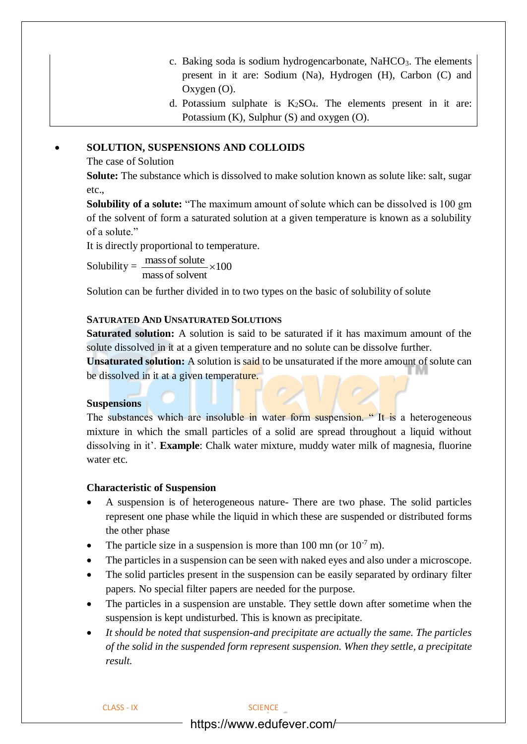c. Baking soda is sodium hydrogencarbonate, $NaHCO_3$. The elements present in it are: Sodium (Na), Hydrogen (H), Carbon (C) and Oxygen (O).

d. Potassium sulphate is $K_2SO_4$. The elements present in it are: Potassium (K), Sulphur (S) and oxygen (O).

- **SOLUTION, SUSPENSIONS AND COLLOIDS**

The case of Solution

**Solute:** The substance which is dissolved to make solution known as solute like: salt, sugar etc.,

**Solubility of a solute:** "The maximum amount of solute which can be dissolved is 100 gm of the solvent of form a saturated solution at a given temperature is known as a solubility of a solute."

It is directly proportional to temperature.

$$\text{Solubility} = \frac{\text{mass of solute}}{\text{mass of solvent}} \times 100$$

Solution can be further divided in to two types on the basic of solubility of solute

### SATURATED AND UNSATURATED SOLUTIONS

**Saturated solution:** A solution is said to be saturated if it has maximum amount of the solute dissolved in it at a given temperature and no solute can be dissolve further.

**Unsaturated solution:** A solution is said to be unsaturated if the more amount of solute can be dissolved in it at a given temperature.

### Suspensions

The substances which are insoluble in water form suspension. " It is a heterogeneous mixture in which the small particles of a solid are spread throughout a liquid without dissolving in it'. **Example**: Chalk water mixture, muddy water milk of magnesia, fluorine water etc.

### Characteristic of Suspension

- A suspension is of heterogeneous nature- There are two phase. The solid particles represent one phase while the liquid in which these are suspended or distributed forms the other phase
- The particle size in a suspension is more than 100 mn (or $10^{-7}$ m).
- The particles in a suspension can be seen with naked eyes and also under a microscope.
- The solid particles present in the suspension can be easily separated by ordinary filter papers. No special filter papers are needed for the purpose.
- The particles in a suspension are unstable. They settle down after sometime when the suspension is kept undisturbed. This is known as precipitate.
- *It should be noted that suspension-and precipitate are actually the same. The particles of the solid in the suspended form represent suspension. When they settle, a precipitate result.*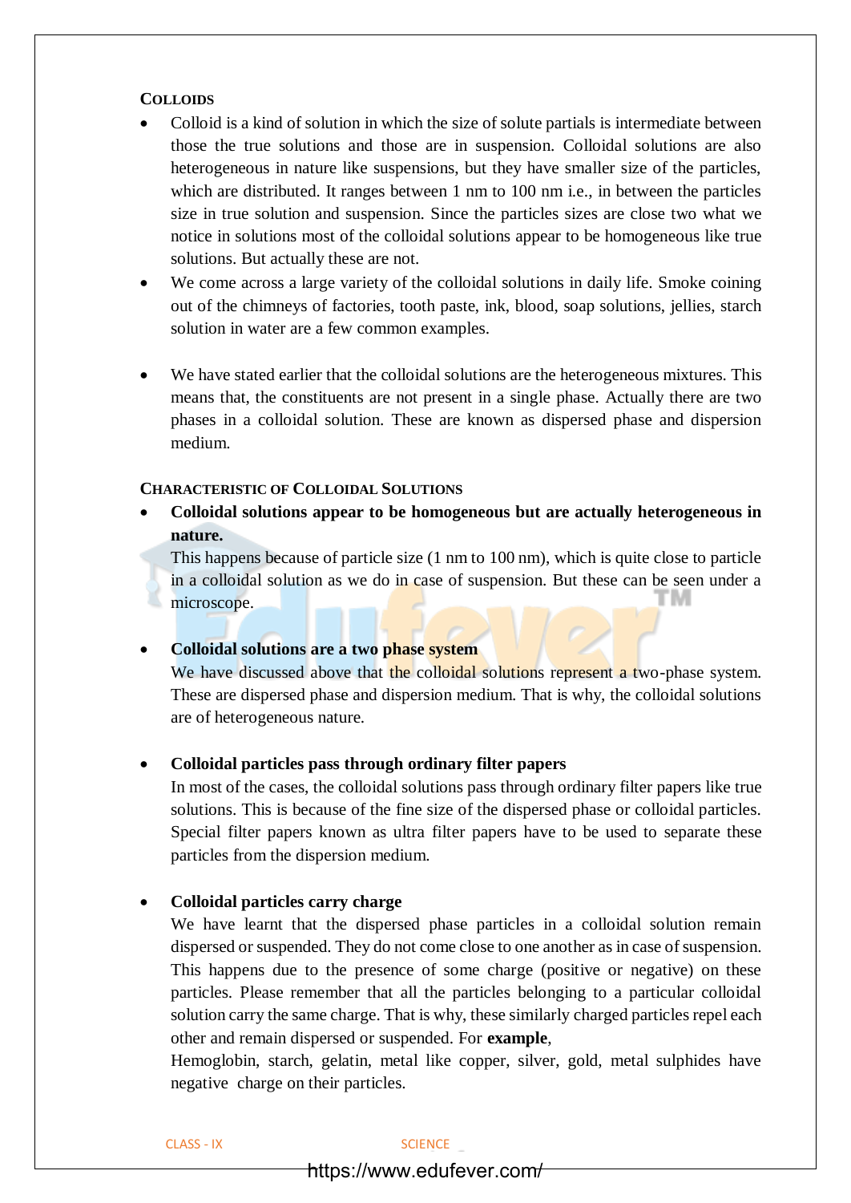## COLLOIDS

- Colloid is a kind of solution in which the size of solute partials is intermediate between those the true solutions and those are in suspension. Colloidal solutions are also heterogeneous in nature like suspensions, but they have smaller size of the particles, which are distributed. It ranges between 1 nm to 100 nm i.e., in between the particles size in true solution and suspension. Since the particles sizes are close two what we notice in solutions most of the colloidal solutions appear to be homogeneous like true solutions. But actually these are not.
- We come across a large variety of the colloidal solutions in daily life. Smoke coining out of the chimneys of factories, tooth paste, ink, blood, soap solutions, jellies, starch solution in water are a few common examples.
- We have stated earlier that the colloidal solutions are the heterogeneous mixtures. This means that, the constituents are not present in a single phase. Actually there are two phases in a colloidal solution. These are known as dispersed phase and dispersion medium.

## CHARACTERISTIC OF COLLOIDAL SOLUTIONS

- **Colloidal solutions appear to be homogeneous but are actually heterogeneous in nature.**
  This happens because of particle size (1 nm to 100 nm), which is quite close to particle in a colloidal solution as we do in case of suspension. But these can be seen under a microscope.

- **Colloidal solutions are a two phase system**
  We have discussed above that the colloidal solutions represent a two-phase system. These are dispersed phase and dispersion medium. That is why, the colloidal solutions are of heterogeneous nature.

- **Colloidal particles pass through ordinary filter papers**
  In most of the cases, the colloidal solutions pass through ordinary filter papers like true solutions. This is because of the fine size of the dispersed phase or colloidal particles. Special filter papers known as ultra filter papers have to be used to separate these particles from the dispersion medium.

- **Colloidal particles carry charge**
  We have learnt that the dispersed phase particles in a colloidal solution remain dispersed or suspended. They do not come close to one another as in case of suspension. This happens due to the presence of some charge (positive or negative) on these particles. Please remember that all the particles belonging to a particular colloidal solution carry the same charge. That is why, these similarly charged particles repel each other and remain dispersed or suspended. For **example**,
  Hemoglobin, starch, gelatin, metal like copper, silver, gold, metal sulphides have negative charge on their particles.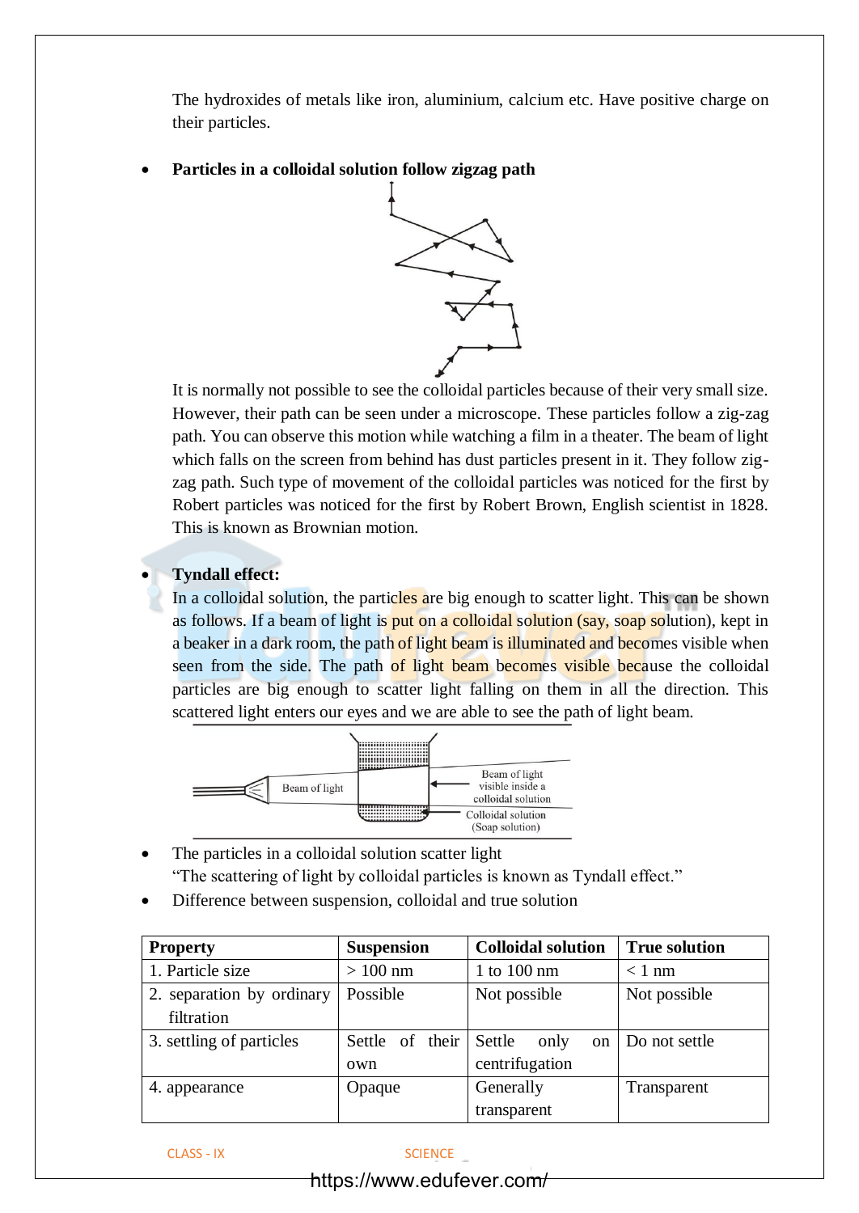The hydroxides of metals like iron, aluminium, calcium etc. Have positive charge on their particles.

- **Particles in a colloidal solution follow zigzag path**

It is normally not possible to see the colloidal particles because of their very small size. However, their path can be seen under a microscope. These particles follow a zig-zag path. You can observe this motion while watching a film in a theater. The beam of light which falls on the screen from behind has dust particles present in it. They follow zig-zag path. Such type of movement of the colloidal particles was noticed for the first by Robert particles was noticed for the first by Robert Brown, English scientist in 1828. This is known as Brownian motion.

- **Tyndall effect:**
In a colloidal solution, the particles are big enough to scatter light. This can be shown as follows. If a beam of light is put on a colloidal solution (say, soap solution), kept in a beaker in a dark room, the path of light beam is illuminated and becomes visible when seen from the side. The path of light beam becomes visible because the colloidal particles are big enough to scatter light falling on them in all the direction. This scattered light enters our eyes and we are able to see the path of light beam.

- The particles in a colloidal solution scatter light
"The scattering of light by colloidal particles is known as Tyndall effect."
- Difference between suspension, colloidal and true solution

| Property | Suspension | Colloidal solution | True solution |
|---|---|---|---|
| 1. Particle size | > 100 nm | 1 to 100 nm | < 1 nm |
| 2. separation by ordinary filtration | Possible | Not possible | Not possible |
| 3. settling of particles | Settle of their own | Settle only on centrifugation | Do not settle |
| 4. appearance | Opaque | Generally transparent | Transparent |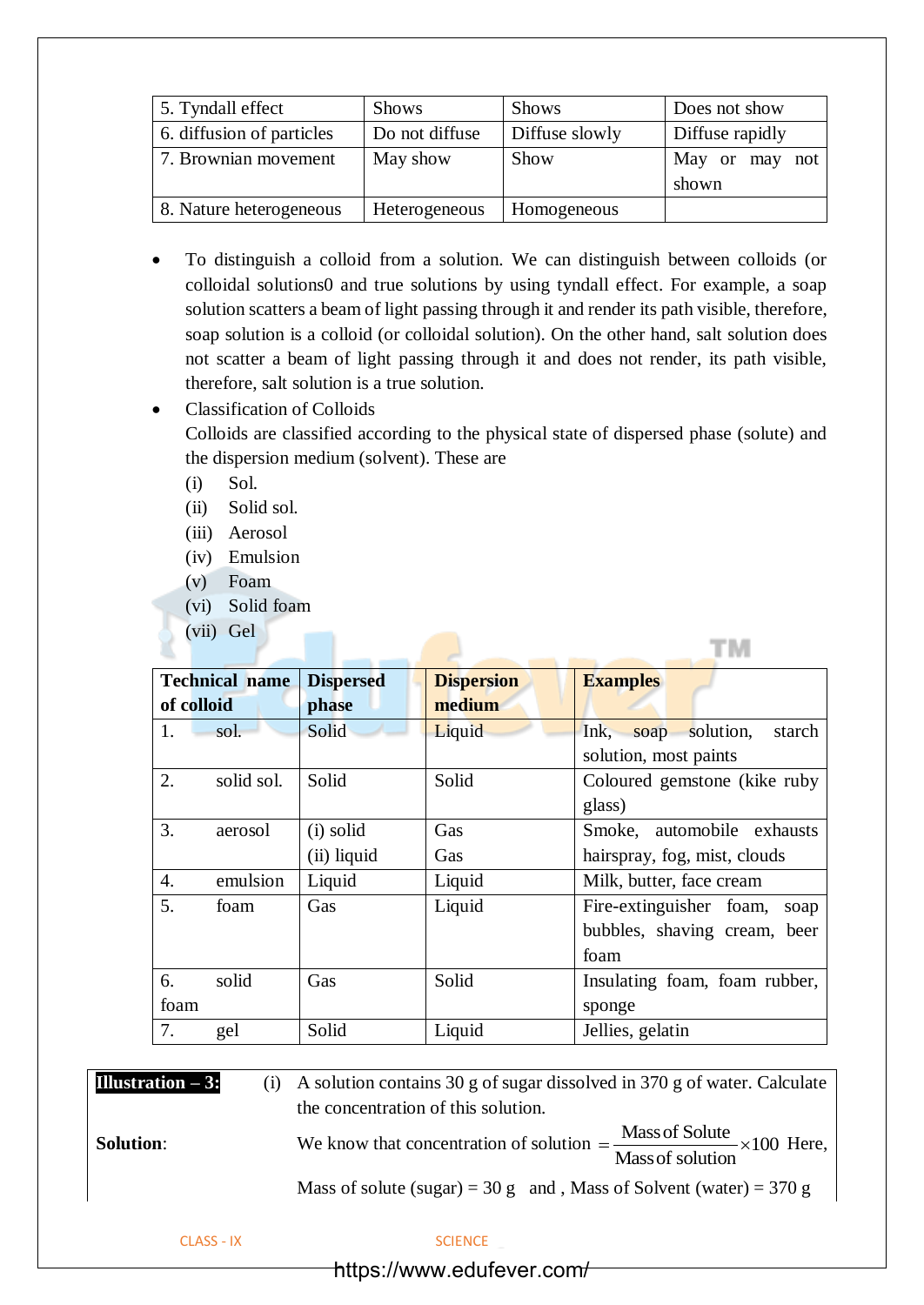| 5. Tyndall effect | Shows | Shows | Does not show |
|---|---|---|---|
| 6. diffusion of particles | Do not diffuse | Diffuse slowly | Diffuse rapidly |
| 7. Brownian movement | May show | Show | May or may not shown |
| 8. Nature heterogeneous | Heterogeneous | Homogeneous | |

- To distinguish a colloid from a solution. We can distinguish between colloids (or colloidal solutions0 and true solutions by using tyndall effect. For example, a soap solution scatters a beam of light passing through it and render its path visible, therefore, soap solution is a colloid (or colloidal solution). On the other hand, salt solution does not scatter a beam of light passing through it and does not render, its path visible, therefore, salt solution is a true solution.
- Classification of Colloids
  Colloids are classified according to the physical state of dispersed phase (solute) and the dispersion medium (solvent). These are
  (i) Sol.
  (ii) Solid sol.
  (iii) Aerosol
  (iv) Emulsion
  (v) Foam
  (vi) Solid foam
  (vii) Gel

| **Technical name of colloid** | **Dispersed phase** | **Dispersion medium** | **Examples** |
|---|---|---|---|
| 1. sol. | Solid | Liquid | Ink, soap solution, starch solution, most paints |
| 2. solid sol. | Solid | Solid | Coloured gemstone (kike ruby glass) |
| 3. aerosol | (i) solid<br>(ii) liquid | Gas<br>Gas | Smoke, automobile exhausts hairspray, fog, mist, clouds |
| 4. emulsion | Liquid | Liquid | Milk, butter, face cream |
| 5. foam | Gas | Liquid | Fire-extinguisher foam, soap bubbles, shaving cream, beer foam |
| 6. solid foam | Gas | Solid | Insulating foam, foam rubber, sponge |
| 7. gel | Solid | Liquid | Jellies, gelatin |

**Illustration – 3:** (i) A solution contains 30 g of sugar dissolved in 370 g of water. Calculate the concentration of this solution.

**Solution**: We know that concentration of solution $= \frac{\text{Mass of Solute}}{\text{Mass of solution}} \times 100$ Here,

Mass of solute (sugar) = 30 g and , Mass of Solvent (water) = 370 g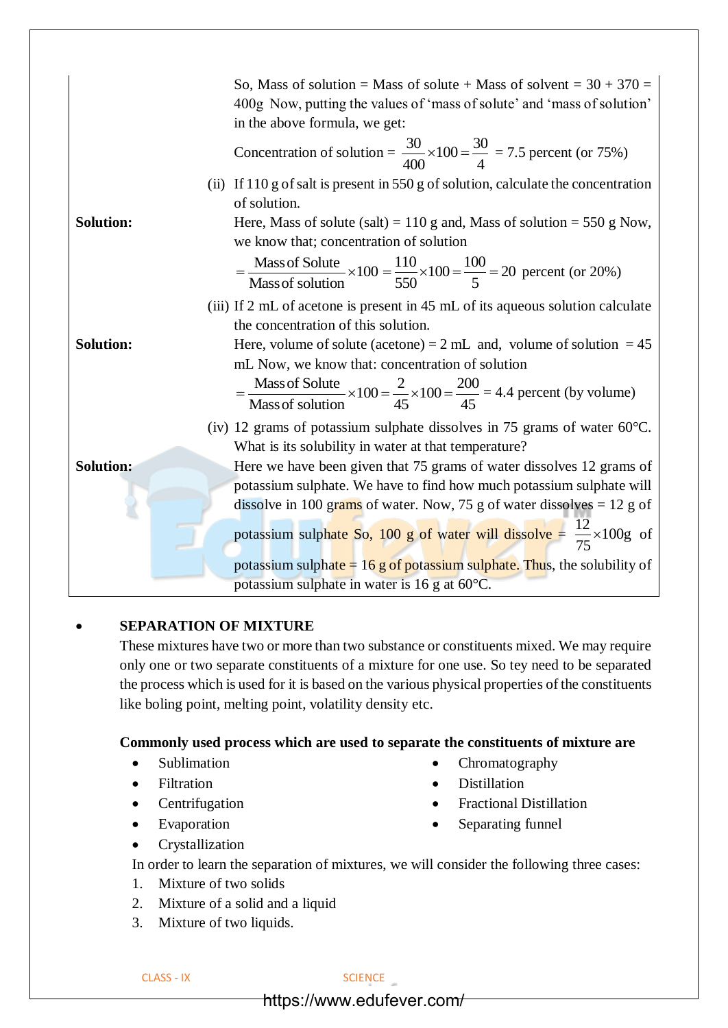So, Mass of solution = Mass of solute + Mass of solvent = 30 + 370 = 400g Now, putting the values of 'mass of solute' and 'mass of solution' in the above formula, we get:

$$\text{Concentration of solution} = \frac{30}{400} \times 100 = \frac{30}{4} = 7.5 \text{ percent (or 75\%)}$$

(ii) If 110 g of salt is present in 550 g of solution, calculate the concentration of solution.

**Solution:** Here, Mass of solute (salt) = 110 g and, Mass of solution = 550 g Now, we know that; concentration of solution

$$= \frac{\text{Mass of Solute}}{\text{Mass of solution}} \times 100 = \frac{110}{550} \times 100 = \frac{100}{5} = 20 \text{ percent (or 20\%)}$$

(iii) If 2 mL of acetone is present in 45 mL of its aqueous solution calculate the concentration of this solution.

**Solution:** Here, volume of solute (acetone) = 2 mL and, volume of solution = 45 mL Now, we know that: concentration of solution

$$= \frac{\text{Mass of Solute}}{\text{Mass of solution}} \times 100 = \frac{2}{45} \times 100 = \frac{200}{45} = 4.4 \text{ percent (by volume)}$$

(iv) 12 grams of potassium sulphate dissolves in 75 grams of water 60°C. What is its solubility in water at that temperature?

**Solution:** Here we have been given that 75 grams of water dissolves 12 grams of potassium sulphate. We have to find how much potassium sulphate will dissolve in 100 grams of water. Now, 75 g of water dissolves = 12 g of potassium sulphate So, 100 g of water will dissolve = $\frac{12}{75} \times 100\text{g}$ of potassium sulphate = 16 g of potassium sulphate. Thus, the solubility of potassium sulphate in water is 16 g at 60°C.

- **SEPARATION OF MIXTURE**

These mixtures have two or more than two substance or constituents mixed. We may require only one or two separate constituents of a mixture for one use. So tey need to be separated the process which is used for it is based on the various physical properties of the constituents like boling point, melting point, volatility density etc.

**Commonly used process which are used to separate the constituents of mixture are**

- Sublimation
- Filtration
- Centrifugation
- Evaporation
- Crystallization
- Chromatography
- Distillation
- Fractional Distillation
- Separating funnel

In order to learn the separation of mixtures, we will consider the following three cases:

1. Mixture of two solids
2. Mixture of a solid and a liquid
3. Mixture of two liquids.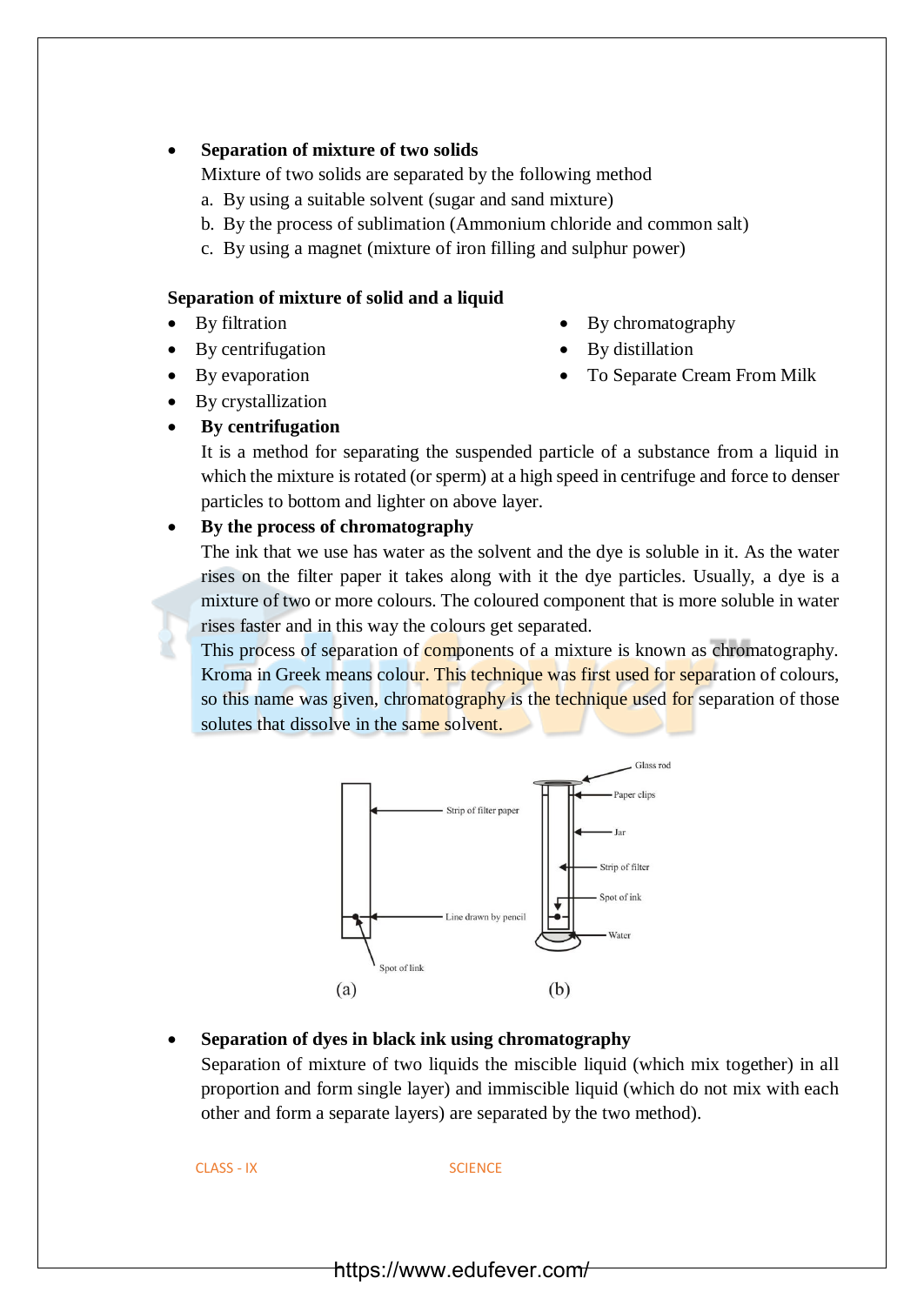- **Separation of mixture of two solids**

  Mixture of two solids are separated by the following method

  a. By using a suitable solvent (sugar and sand mixture)

  b. By the process of sublimation (Ammonium chloride and common salt)

  c. By using a magnet (mixture of iron filling and sulphur power)

**Separation of mixture of solid and a liquid**

- By filtration
- By centrifugation
- By evaporation
- By crystallization
- By chromatography
- By distillation
- To Separate Cream From Milk

- **By centrifugation**

  It is a method for separating the suspended particle of a substance from a liquid in which the mixture is rotated (or sperm) at a high speed in centrifuge and force to denser particles to bottom and lighter on above layer.

- **By the process of chromatography**

  The ink that we use has water as the solvent and the dye is soluble in it. As the water rises on the filter paper it takes along with it the dye particles. Usually, a dye is a mixture of two or more colours. The coloured component that is more soluble in water rises faster and in this way the colours get separated.

  This process of separation of components of a mixture is known as chromatography. Kroma in Greek means colour. This technique was first used for separation of colours, so this name was given, chromatography is the technique used for separation of those solutes that dissolve in the same solvent.

Strip of filter paper, Line drawn by pencil, Spot of link (a)

Glass rod, Paper clips, Jar, Strip of filter, Spot of ink, Water (b)

- **Separation of dyes in black ink using chromatography**

  Separation of mixture of two liquids the miscible liquid (which mix together) in all proportion and form single layer) and immiscible liquid (which do not mix with each other and form a separate layers) are separated by the two method).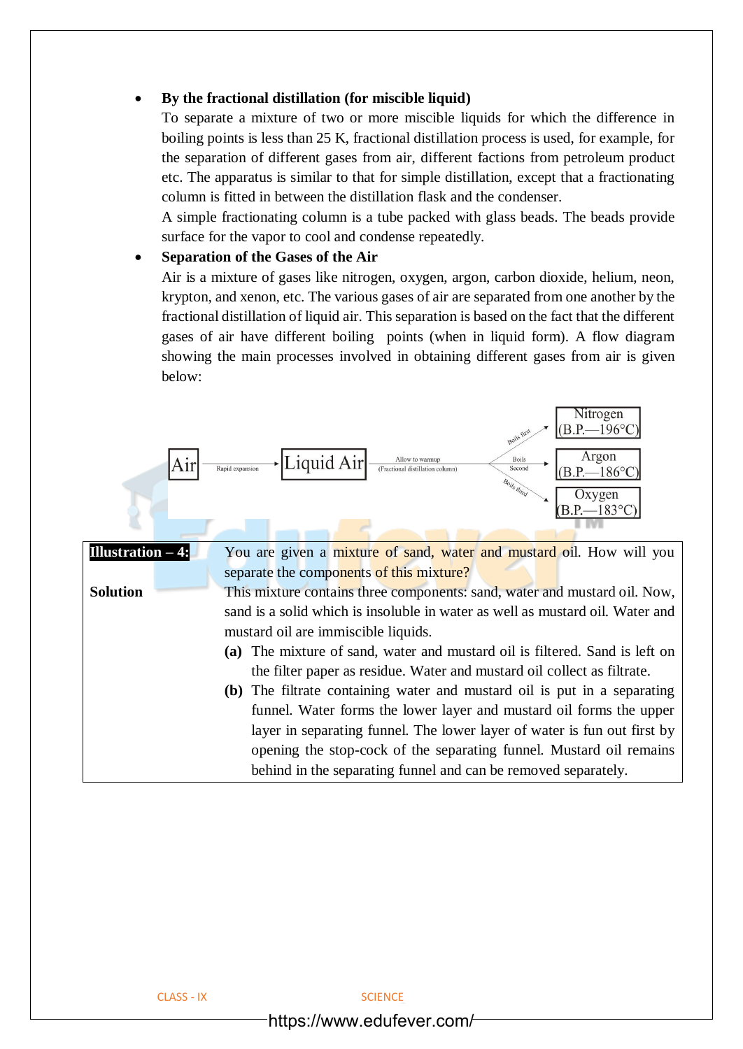- **By the fractional distillation (for miscible liquid)**
  To separate a mixture of two or more miscible liquids for which the difference in boiling points is less than 25 K, fractional distillation process is used, for example, for the separation of different gases from air, different factions from petroleum product etc. The apparatus is similar to that for simple distillation, except that a fractionating column is fitted in between the distillation flask and the condenser.
  A simple fractionating column is a tube packed with glass beads. The beads provide surface for the vapor to cool and condense repeatedly.
- **Separation of the Gases of the Air**
  Air is a mixture of gases like nitrogen, oxygen, argon, carbon dioxide, helium, neon, krypton, and xenon, etc. The various gases of air are separated from one another by the fractional distillation of liquid air. This separation is based on the fact that the different gases of air have different boiling points (when in liquid form). A flow diagram showing the main processes involved in obtaining different gases from air is given below:

Air
Rapid expansion
Liquid Air
Allow to warmup
(Fractional distillation column)
Boils first
Nitrogen (B.P.—196°C)
Boils Second
Argon (B.P.—186°C)
Boils third
Oxygen (B.P.—183°C)

| | |
|---|---|
| **Illustration – 4:** | You are given a mixture of sand, water and mustard oil. How will you separate the components of this mixture? |
| **Solution** | This mixture contains three components: sand, water and mustard oil. Now, sand is a solid which is insoluble in water as well as mustard oil. Water and mustard oil are immiscible liquids.<br>**(a)** The mixture of sand, water and mustard oil is filtered. Sand is left on the filter paper as residue. Water and mustard oil collect as filtrate.<br>**(b)** The filtrate containing water and mustard oil is put in a separating funnel. Water forms the lower layer and mustard oil forms the upper layer in separating funnel. The lower layer of water is fun out first by opening the stop-cock of the separating funnel. Mustard oil remains behind in the separating funnel and can be removed separately. |